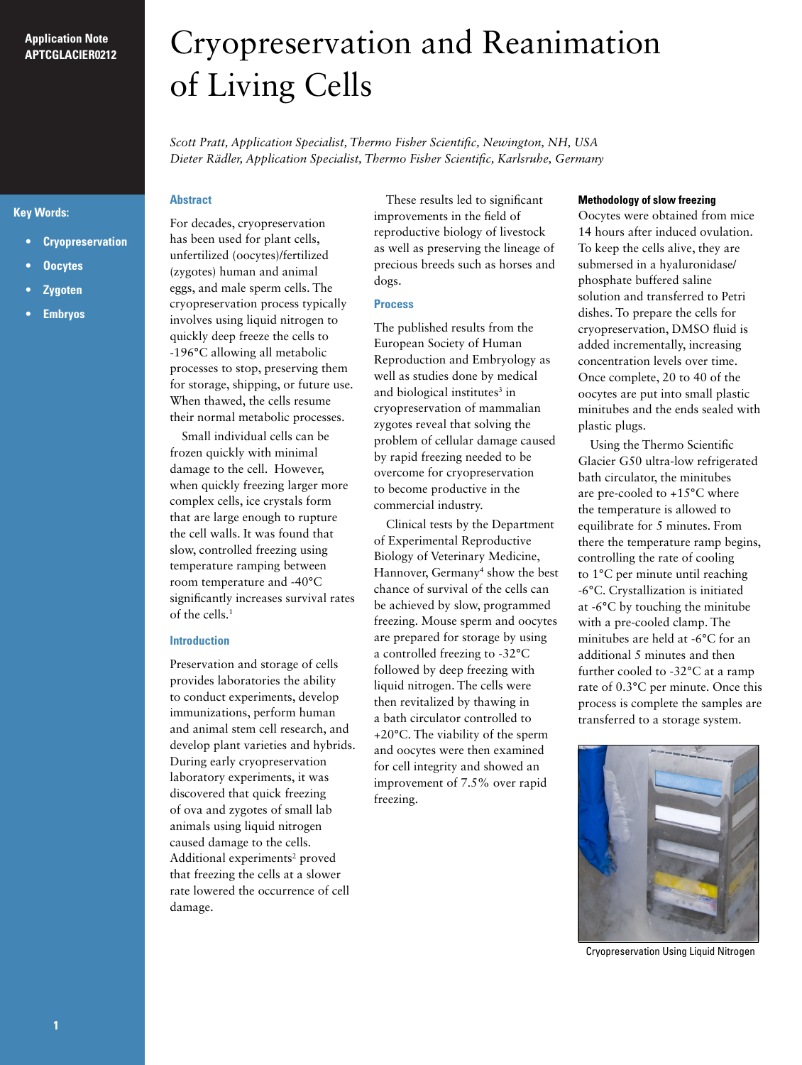Application Note APTCGLACIER0212

# Cryopreservation and Reanimation of Living Cells

*Scott Pratt, Application Specialist, Thermo Fisher Scientific, Newington, NH, USA*
*Dieter Rädler, Application Specialist, Thermo Fisher Scientific, Karlsruhe, Germany*

**Key Words:**

- **Cryopreservation**
- **Oocytes**
- **Zygoten**
- **Embryos**

## Abstract

For decades, cryopreservation has been used for plant cells, unfertilized (oocytes)/fertilized (zygotes) human and animal eggs, and male sperm cells. The cryopreservation process typically involves using liquid nitrogen to quickly deep freeze the cells to -196°C allowing all metabolic processes to stop, preserving them for storage, shipping, or future use. When thawed, the cells resume their normal metabolic processes.

Small individual cells can be frozen quickly with minimal damage to the cell. However, when quickly freezing larger more complex cells, ice crystals form that are large enough to rupture the cell walls. It was found that slow, controlled freezing using temperature ramping between room temperature and -40°C significantly increases survival rates of the cells.[1]

## Introduction

Preservation and storage of cells provides laboratories the ability to conduct experiments, develop immunizations, perform human and animal stem cell research, and develop plant varieties and hybrids. During early cryopreservation laboratory experiments, it was discovered that quick freezing of ova and zygotes of small lab animals using liquid nitrogen caused damage to the cells. Additional experiments[2] proved that freezing the cells at a slower rate lowered the occurrence of cell damage.

These results led to significant improvements in the field of reproductive biology of livestock as well as preserving the lineage of precious breeds such as horses and dogs.

## Process

The published results from the European Society of Human Reproduction and Embryology as well as studies done by medical and biological institutes[3] in cryopreservation of mammalian zygotes reveal that solving the problem of cellular damage caused by rapid freezing needed to be overcome for cryopreservation to become productive in the commercial industry.

Clinical tests by the Department of Experimental Reproductive Biology of Veterinary Medicine, Hannover, Germany[4] show the best chance of survival of the cells can be achieved by slow, programmed freezing. Mouse sperm and oocytes are prepared for storage by using a controlled freezing to -32°C followed by deep freezing with liquid nitrogen. The cells were then revitalized by thawing in a bath circulator controlled to +20°C. The viability of the sperm and oocytes were then examined for cell integrity and showed an improvement of 7.5% over rapid freezing.

### Methodology of slow freezing

Oocytes were obtained from mice 14 hours after induced ovulation. To keep the cells alive, they are submersed in a hyaluronidase/ phosphate buffered saline solution and transferred to Petri dishes. To prepare the cells for cryopreservation, DMSO fluid is added incrementally, increasing concentration levels over time. Once complete, 20 to 40 of the oocytes are put into small plastic minitubes and the ends sealed with plastic plugs.

Using the Thermo Scientific Glacier G50 ultra-low refrigerated bath circulator, the minitubes are pre-cooled to +15°C where the temperature is allowed to equilibrate for 5 minutes. From there the temperature ramp begins, controlling the rate of cooling to 1°C per minute until reaching -6°C. Crystallization is initiated at -6°C by touching the minitube with a pre-cooled clamp. The minitubes are held at -6°C for an additional 5 minutes and then further cooled to -32°C at a ramp rate of 0.3°C per minute. Once this process is complete the samples are transferred to a storage system.

Cryopreservation Using Liquid Nitrogen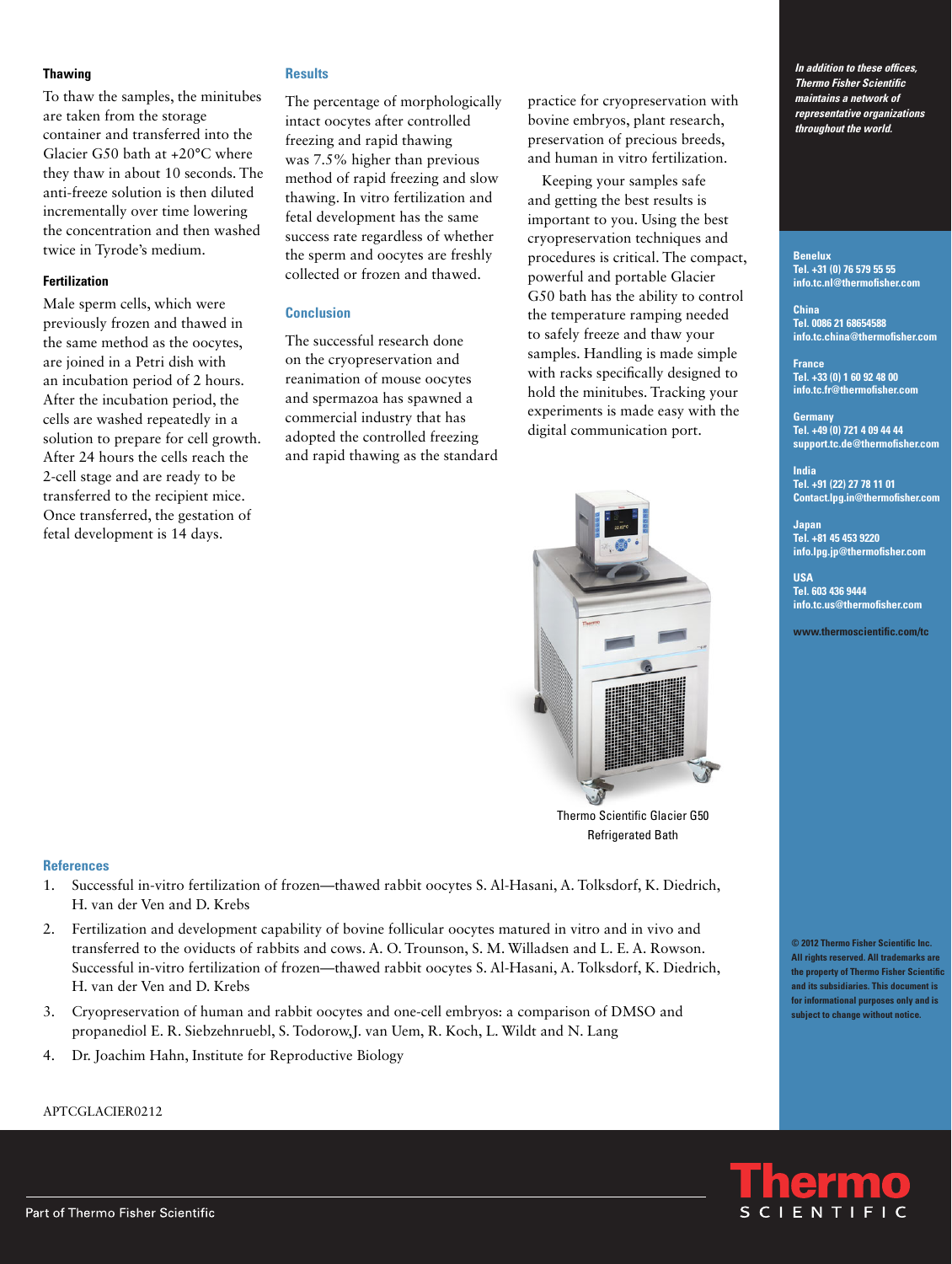### Thawing

To thaw the samples, the minitubes are taken from the storage container and transferred into the Glacier G50 bath at +20°C where they thaw in about 10 seconds. The anti-freeze solution is then diluted incrementally over time lowering the concentration and then washed twice in Tyrode's medium.

### Fertilization

Male sperm cells, which were previously frozen and thawed in the same method as the oocytes, are joined in a Petri dish with an incubation period of 2 hours. After the incubation period, the cells are washed repeatedly in a solution to prepare for cell growth. After 24 hours the cells reach the 2-cell stage and are ready to be transferred to the recipient mice. Once transferred, the gestation of fetal development is 14 days.

## Results

The percentage of morphologically intact oocytes after controlled freezing and rapid thawing was 7.5% higher than previous method of rapid freezing and slow thawing. In vitro fertilization and fetal development has the same success rate regardless of whether the sperm and oocytes are freshly collected or frozen and thawed.

## Conclusion

The successful research done on the cryopreservation and reanimation of mouse oocytes and spermazoa has spawned a commercial industry that has adopted the controlled freezing and rapid thawing as the standard practice for cryopreservation with bovine embryos, plant research, preservation of precious breeds, and human in vitro fertilization.

Keeping your samples safe and getting the best results is important to you. Using the best cryopreservation techniques and procedures is critical. The compact, powerful and portable Glacier G50 bath has the ability to control the temperature ramping needed to safely freeze and thaw your samples. Handling is made simple with racks specifically designed to hold the minitubes. Tracking your experiments is made easy with the digital communication port.

Thermo Scientific Glacier G50 Refrigerated Bath

## References

1. Successful in-vitro fertilization of frozen—thawed rabbit oocytes S. Al-Hasani, A. Tolksdorf, K. Diedrich, H. van der Ven and D. Krebs
2. Fertilization and development capability of bovine follicular oocytes matured in vitro and in vivo and transferred to the oviducts of rabbits and cows. A. O. Trounson, S. M. Willadsen and L. E. A. Rowson. Successful in-vitro fertilization of frozen—thawed rabbit oocytes S. Al-Hasani, A. Tolksdorf, K. Diedrich, H. van der Ven and D. Krebs
3. Cryopreservation of human and rabbit oocytes and one-cell embryos: a comparison of DMSO and propanediol E. R. Siebzehnruebl, S. Todorow,J. van Uem, R. Koch, L. Wildt and N. Lang
4. Dr. Joachim Hahn, Institute for Reproductive Biology

APTCGLACIER0212

*In addition to these offices, Thermo Fisher Scientific maintains a network of representative organizations throughout the world.*

**Benelux**
Tel. +31 (0) 76 579 55 55
info.tc.nl@thermofisher.com

**China**
Tel. 0086 21 68654588
info.tc.china@thermofisher.com

**France**
Tel. +33 (0) 1 60 92 48 00
info.tc.fr@thermofisher.com

**Germany**
Tel. +49 (0) 721 4 09 44 44
support.tc.de@thermofisher.com

**India**
Tel. +91 (22) 27 78 11 01
Contact.lpg.in@thermofisher.com

**Japan**
Tel. +81 45 453 9220
info.lpg.jp@thermofisher.com

**USA**
Tel. 603 436 9444
info.tc.us@thermofisher.com

www.thermoscientific.com/tc

© 2012 Thermo Fisher Scientific Inc. All rights reserved. All trademarks are the property of Thermo Fisher Scientific and its subsidiaries. This document is for informational purposes only and is subject to change without notice.

Part of Thermo Fisher Scientific

Thermo SCIENTIFIC